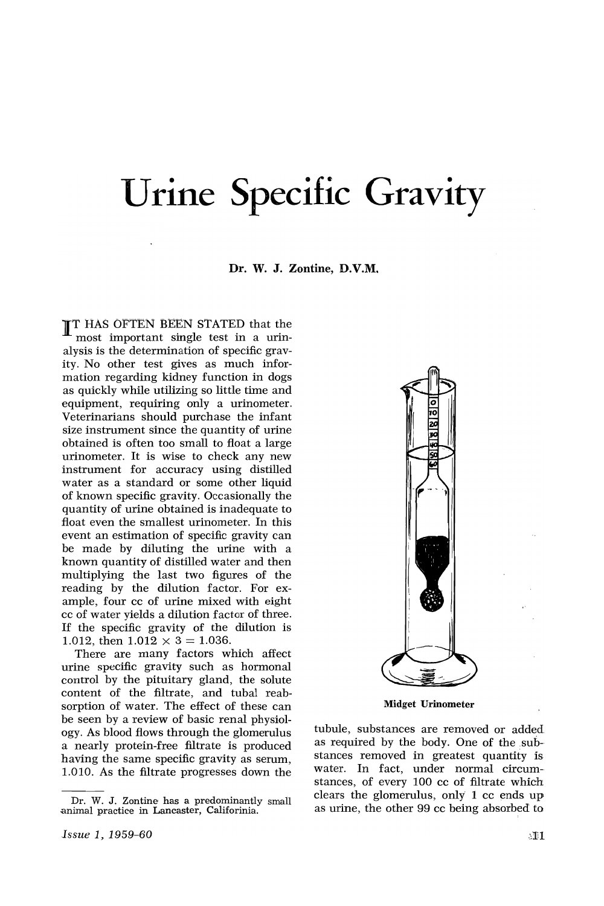# Urine Specific Gravity

**Dr. W. J. Zontine, D.V.M.**

IT HAS OFTEN BEEN STATED that the most important single test in a urinalysis is the determination of specific gravity. No other test gives as much information regarding kidney function in dogs as quickly while utilizing so little time and equipment, requiring only a urinometer. Veterinarians should purchase the infant size instrument since the quantity of urine obtained is often too small to float a large urinometer. It is wise to check any new instrument for accuracy using distilled water as a standard or some other liquid of known specific gravity. Occasionally the quantity of urine obtained is inadequate to float even the smallest urinometer. In this event an estimation of specific gravity can be made by diluting the urine with a known quantity of distilled water and then multiplying the last two figures of the reading by the dilution factor. For example, four cc of urine mixed with eight cc of water yields a dilution factor of three. If the specific gravity of the dilution is 1.012, then $1.012 \times 3 = 1.036$.

There are many factors which affect urine specific gravity such as hormonal control by the pituitary gland, the solute content of the filtrate, and tubal reabsorption of water. The effect of these can be seen by a review of basic renal physiology. As blood flows through the glomerulus a nearly protein-free filtrate is produced having the same specific gravity as serum, 1.010. As the filtrate progresses down the tubule, substances are removed or added as required by the body. One of the substances removed in greatest quantity is water. In fact, under normal circumstances, of every 100 cc of filtrate which clears the glomerulus, only 1 cc ends up as urine, the other 99 cc being absorbed to

Midget Urinometer

---

Dr. W. J. Zontine has a predominantly small animal practice in Lancaster, Califorinia.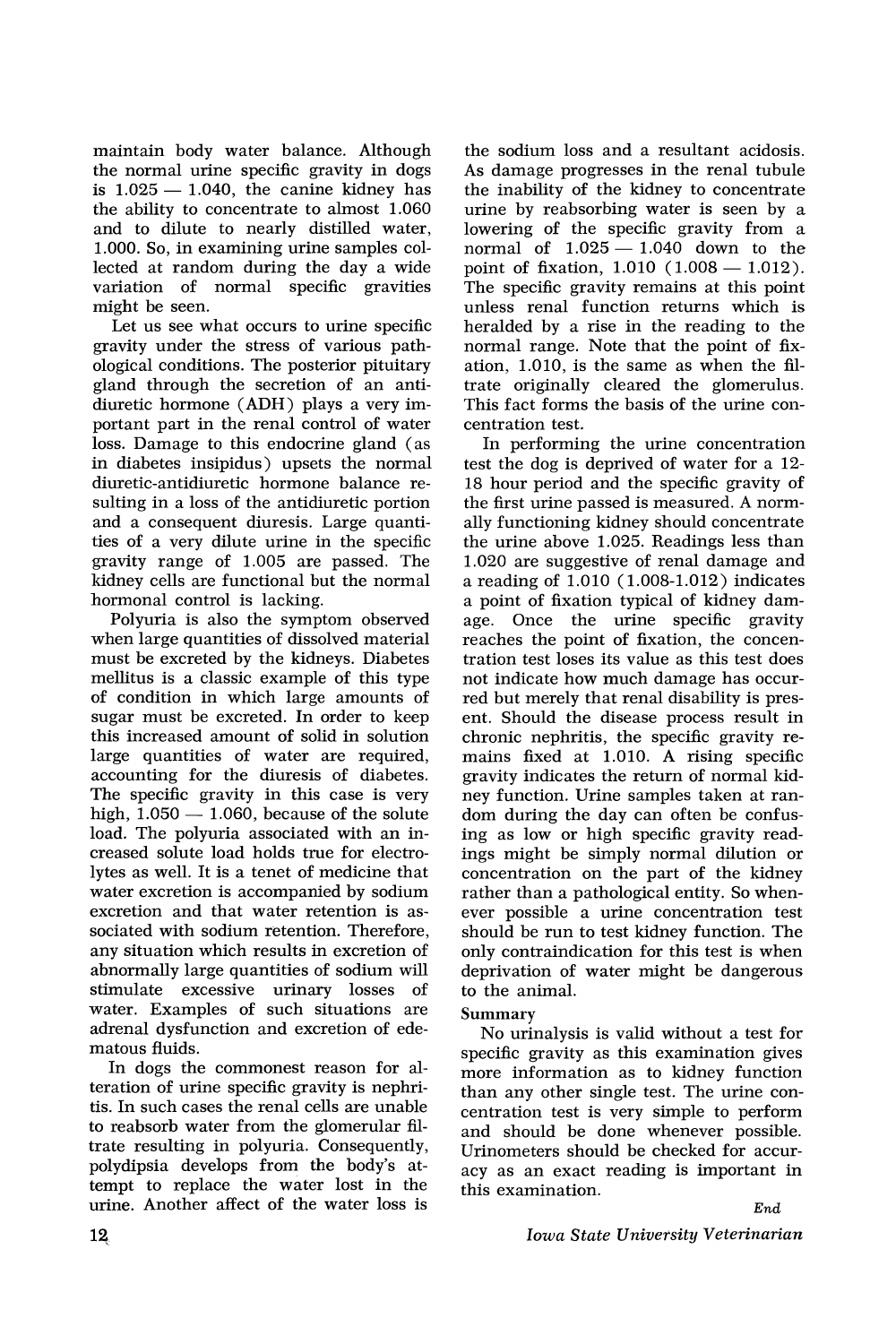maintain body water balance. Although the normal urine specific gravity in dogs is 1.025 — 1.040, the canine kidney has the ability to concentrate to almost 1.060 and to dilute to nearly distilled water, 1.000. So, in examining urine samples collected at random during the day a wide variation of normal specific gravities might be seen.

Let us see what occurs to urine specific gravity under the stress of various pathological conditions. The posterior pituitary gland through the secretion of an antidiuretic hormone (ADH) plays a very important part in the renal control of water loss. Damage to this endocrine gland (as in diabetes insipidus) upsets the normal diuretic-antidiuretic hormone balance resulting in a loss of the antidiuretic portion and a consequent diuresis. Large quantities of a very dilute urine in the specific gravity range of 1.005 are passed. The kidney cells are functional but the normal hormonal control is lacking.

Polyuria is also the symptom observed when large quantities of dissolved material must be excreted by the kidneys. Diabetes mellitus is a classic example of this type of condition in which large amounts of sugar must be excreted. In order to keep this increased amount of solid in solution large quantities of water are required, accounting for the diuresis of diabetes. The specific gravity in this case is very high, 1.050 — 1.060, because of the solute load. The polyuria associated with an increased solute load holds true for electrolytes as well. It is a tenet of medicine that water excretion is accompanied by sodium excretion and that water retention is associated with sodium retention. Therefore, any situation which results in excretion of abnormally large quantities of sodium will stimulate excessive urinary losses of water. Examples of such situations are adrenal dysfunction and excretion of edematous fluids.

In dogs the commonest reason for alteration of urine specific gravity is nephritis. In such cases the renal cells are unable to reabsorb water from the glomerular filtrate resulting in polyuria. Consequently, polydipsia develops from the body's attempt to replace the water lost in the urine. Another affect of the water loss is the sodium loss and a resultant acidosis. As damage progresses in the renal tubule the inability of the kidney to concentrate urine by reabsorbing water is seen by a lowering of the specific gravity from a normal of 1.025 — 1.040 down to the point of fixation, 1.010 (1.008 — 1.012). The specific gravity remains at this point unless renal function returns which is heralded by a rise in the reading to the normal range. Note that the point of fixation, 1.010, is the same as when the filtrate originally cleared the glomerulus. This fact forms the basis of the urine concentration test.

In performing the urine concentration test the dog is deprived of water for a 12-18 hour period and the specific gravity of the first urine passed is measured. A normally functioning kidney should concentrate the urine above 1.025. Readings less than 1.020 are suggestive of renal damage and a reading of 1.010 (1.008-1.012) indicates a point of fixation typical of kidney damage. Once the urine specific gravity reaches the point of fixation, the concentration test loses its value as this test does not indicate how much damage has occurred but merely that renal disability is present. Should the disease process result in chronic nephritis, the specific gravity remains fixed at 1.010. A rising specific gravity indicates the return of normal kidney function. Urine samples taken at random during the day can often be confusing as low or high specific gravity readings might be simply normal dilution or concentration on the part of the kidney rather than a pathological entity. So whenever possible a urine concentration test should be run to test kidney function. The only contraindication for this test is when deprivation of water might be dangerous to the animal.

## Summary

No urinalysis is valid without a test for specific gravity as this examination gives more information as to kidney function than any other single test. The urine concentration test is very simple to perform and should be done whenever possible. Urinometers should be checked for accuracy as an exact reading is important in this examination.

*End*